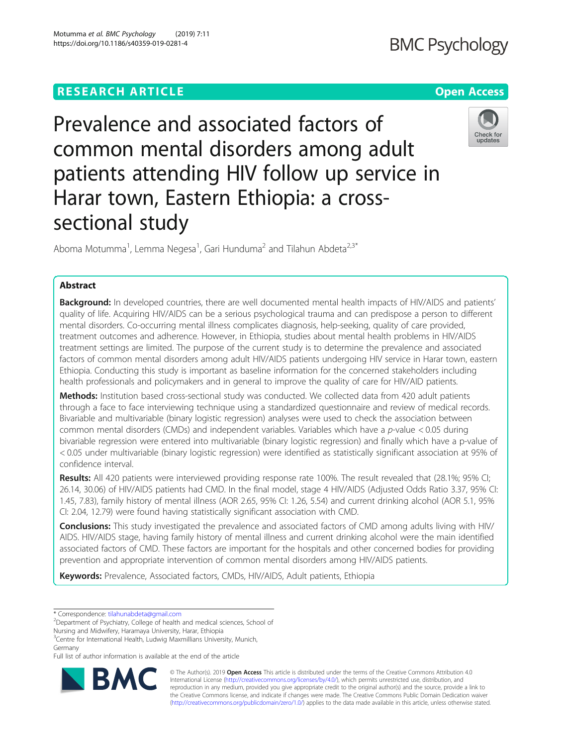RESEARCH ARTICLE

Open Access

# Prevalence and associated factors of common mental disorders among adult patients attending HIV follow up service in Harar town, Eastern Ethiopia: a cross-sectional study

Aboma Motumma[1], Lemma Negesa[1], Gari Hunduma[2] and Tilahun Abdeta[2,3*]

## Abstract

**Background:** In developed countries, there are well documented mental health impacts of HIV/AIDS and patients' quality of life. Acquiring HIV/AIDS can be a serious psychological trauma and can predispose a person to different mental disorders. Co-occurring mental illness complicates diagnosis, help-seeking, quality of care provided, treatment outcomes and adherence. However, in Ethiopia, studies about mental health problems in HIV/AIDS treatment settings are limited. The purpose of the current study is to determine the prevalence and associated factors of common mental disorders among adult HIV/AIDS patients undergoing HIV service in Harar town, eastern Ethiopia. Conducting this study is important as baseline information for the concerned stakeholders including health professionals and policymakers and in general to improve the quality of care for HIV/AID patients.

**Methods:** Institution based cross-sectional study was conducted. We collected data from 420 adult patients through a face to face interviewing technique using a standardized questionnaire and review of medical records. Bivariable and multivariable (binary logistic regression) analyses were used to check the association between common mental disorders (CMDs) and independent variables. Variables which have a *p*-value < 0.05 during bivariable regression were entered into multivariable (binary logistic regression) and finally which have a p-value of < 0.05 under multivariable (binary logistic regression) were identified as statistically significant association at 95% of confidence interval.

**Results:** All 420 patients were interviewed providing response rate 100%. The result revealed that (28.1%; 95% CI; 26.14, 30.06) of HIV/AIDS patients had CMD. In the final model, stage 4 HIV/AIDS (Adjusted Odds Ratio 3.37, 95% CI: 1.45, 7.83), family history of mental illness (AOR 2.65, 95% CI: 1.26, 5.54) and current drinking alcohol (AOR 5.1, 95% CI: 2.04, 12.79) were found having statistically significant association with CMD.

**Conclusions:** This study investigated the prevalence and associated factors of CMD among adults living with HIV/AIDS. HIV/AIDS stage, having family history of mental illness and current drinking alcohol were the main identified associated factors of CMD. These factors are important for the hospitals and other concerned bodies for providing prevention and appropriate intervention of common mental disorders among HIV/AIDS patients.

**Keywords:** Prevalence, Associated factors, CMDs, HIV/AIDS, Adult patients, Ethiopia

---

* Correspondence: tilahunabdeta@gmail.com

[2]Department of Psychiatry, College of health and medical sciences, School of Nursing and Midwifery, Haramaya University, Harar, Ethiopia

[3]Centre for International Health, Ludwig Maxmillians University, Munich, Germany

Full list of author information is available at the end of the article

© The Author(s). 2019 **Open Access** This article is distributed under the terms of the Creative Commons Attribution 4.0 International License (http://creativecommons.org/licenses/by/4.0/), which permits unrestricted use, distribution, and reproduction in any medium, provided you give appropriate credit to the original author(s) and the source, provide a link to the Creative Commons license, and indicate if changes were made. The Creative Commons Public Domain Dedication waiver (http://creativecommons.org/publicdomain/zero/1.0/) applies to the data made available in this article, unless otherwise stated.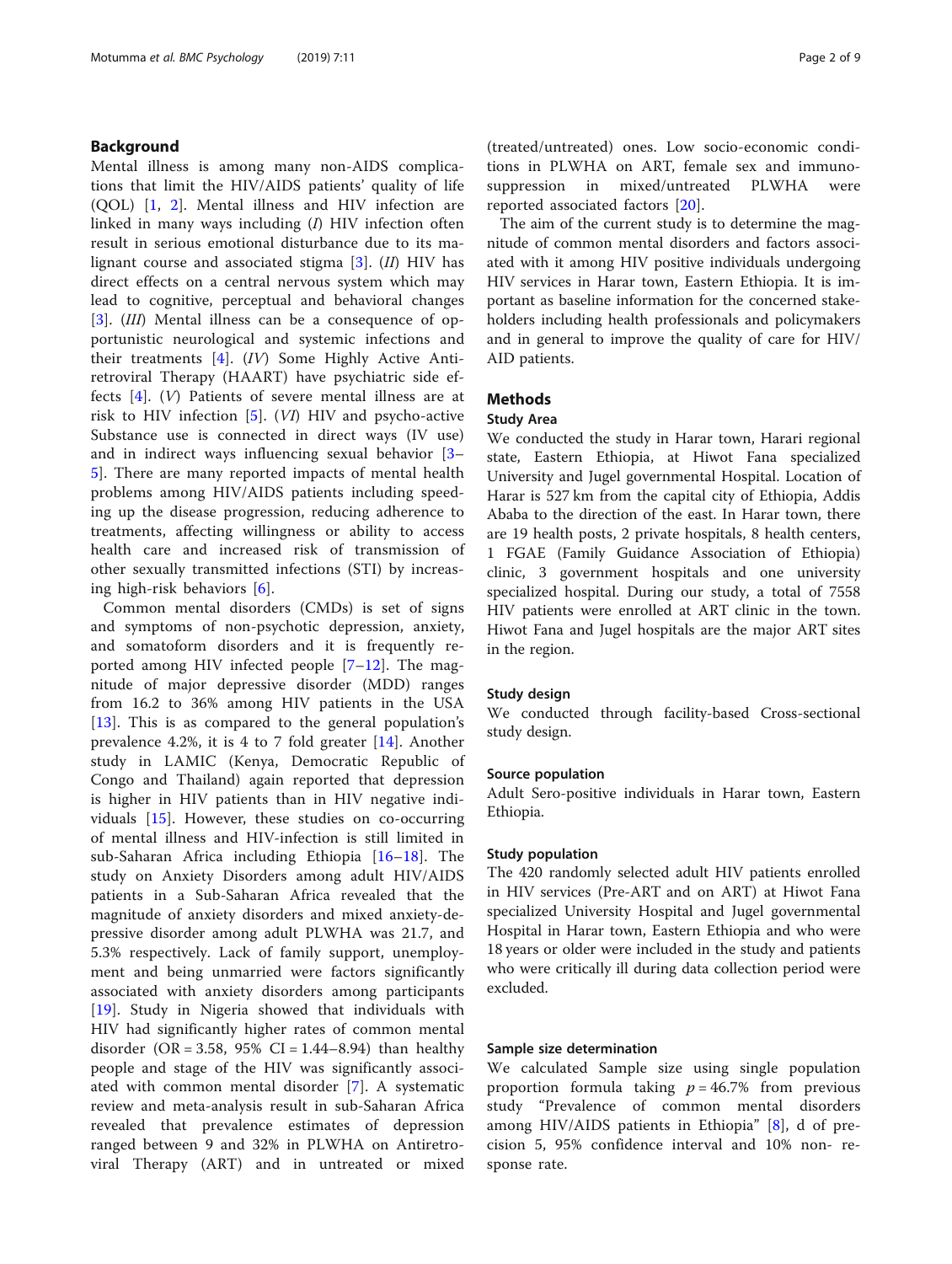## Background

Mental illness is among many non-AIDS complications that limit the HIV/AIDS patients' quality of life (QOL) [1, 2]. Mental illness and HIV infection are linked in many ways including (*I*) HIV infection often result in serious emotional disturbance due to its malignant course and associated stigma [3]. (*II*) HIV has direct effects on a central nervous system which may lead to cognitive, perceptual and behavioral changes [3]. (*III*) Mental illness can be a consequence of opportunistic neurological and systemic infections and their treatments [4]. (*IV*) Some Highly Active Antiretroviral Therapy (HAART) have psychiatric side effects [4]. (*V*) Patients of severe mental illness are at risk to HIV infection [5]. (*VI*) HIV and psycho-active Substance use is connected in direct ways (IV use) and in indirect ways influencing sexual behavior [3–5]. There are many reported impacts of mental health problems among HIV/AIDS patients including speeding up the disease progression, reducing adherence to treatments, affecting willingness or ability to access health care and increased risk of transmission of other sexually transmitted infections (STI) by increasing high-risk behaviors [6].

Common mental disorders (CMDs) is set of signs and symptoms of non-psychotic depression, anxiety, and somatoform disorders and it is frequently reported among HIV infected people [7–12]. The magnitude of major depressive disorder (MDD) ranges from 16.2 to 36% among HIV patients in the USA [13]. This is as compared to the general population's prevalence 4.2%, it is 4 to 7 fold greater [14]. Another study in LAMIC (Kenya, Democratic Republic of Congo and Thailand) again reported that depression is higher in HIV patients than in HIV negative individuals [15]. However, these studies on co-occurring of mental illness and HIV-infection is still limited in sub-Saharan Africa including Ethiopia [16–18]. The study on Anxiety Disorders among adult HIV/AIDS patients in a Sub-Saharan Africa revealed that the magnitude of anxiety disorders and mixed anxiety-depressive disorder among adult PLWHA was 21.7, and 5.3% respectively. Lack of family support, unemployment and being unmarried were factors significantly associated with anxiety disorders among participants [19]. Study in Nigeria showed that individuals with HIV had significantly higher rates of common mental disorder (OR = 3.58, 95% CI = 1.44–8.94) than healthy people and stage of the HIV was significantly associated with common mental disorder [7]. A systematic review and meta-analysis result in sub-Saharan Africa revealed that prevalence estimates of depression ranged between 9 and 32% in PLWHA on Antiretroviral Therapy (ART) and in untreated or mixed (treated/untreated) ones. Low socio-economic conditions in PLWHA on ART, female sex and immunosuppression in mixed/untreated PLWHA were reported associated factors [20].

The aim of the current study is to determine the magnitude of common mental disorders and factors associated with it among HIV positive individuals undergoing HIV services in Harar town, Eastern Ethiopia. It is important as baseline information for the concerned stakeholders including health professionals and policymakers and in general to improve the quality of care for HIV/AID patients.

## Methods

### Study Area

We conducted the study in Harar town, Harari regional state, Eastern Ethiopia, at Hiwot Fana specialized University and Jugel governmental Hospital. Location of Harar is 527 km from the capital city of Ethiopia, Addis Ababa to the direction of the east. In Harar town, there are 19 health posts, 2 private hospitals, 8 health centers, 1 FGAE (Family Guidance Association of Ethiopia) clinic, 3 government hospitals and one university specialized hospital. During our study, a total of 7558 HIV patients were enrolled at ART clinic in the town. Hiwot Fana and Jugel hospitals are the major ART sites in the region.

### Study design

We conducted through facility-based Cross-sectional study design.

### Source population

Adult Sero-positive individuals in Harar town, Eastern Ethiopia.

### Study population

The 420 randomly selected adult HIV patients enrolled in HIV services (Pre-ART and on ART) at Hiwot Fana specialized University Hospital and Jugel governmental Hospital in Harar town, Eastern Ethiopia and who were 18 years or older were included in the study and patients who were critically ill during data collection period were excluded.

### Sample size determination

We calculated Sample size using single population proportion formula taking $p = 46.7\%$ from previous study "Prevalence of common mental disorders among HIV/AIDS patients in Ethiopia" [8], d of precision 5, 95% confidence interval and 10% non- response rate.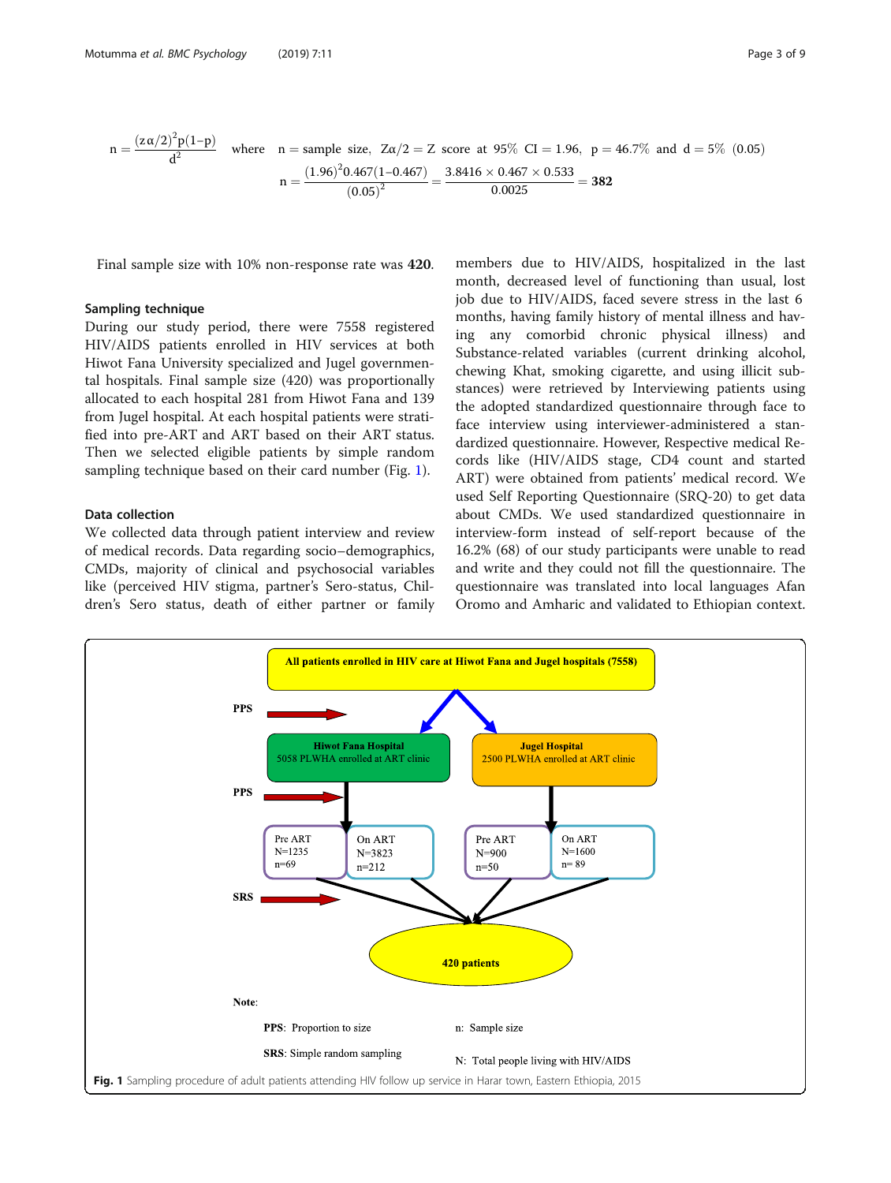$$n = \frac{(z\alpha/2)^2 p(1-p)}{d^2} \quad \text{where} \quad n = \text{sample size},\ Z\alpha/2 = Z \text{ score at } 95\% \text{ CI} = 1.96,\ p = 46.7\% \text{ and } d = 5\% \ (0.05)$$

$$n = \frac{(1.96)^2 0.467(1-0.467)}{(0.05)^2} = \frac{3.8416 \times 0.467 \times 0.533}{0.0025} = \mathbf{382}$$

Final sample size with 10% non-response rate was **420**.

### Sampling technique

During our study period, there were 7558 registered HIV/AIDS patients enrolled in HIV services at both Hiwot Fana University specialized and Jugel governmental hospitals. Final sample size (420) was proportionally allocated to each hospital 281 from Hiwot Fana and 139 from Jugel hospital. At each hospital patients were stratified into pre-ART and ART based on their ART status. Then we selected eligible patients by simple random sampling technique based on their card number (Fig. 1).

### Data collection

We collected data through patient interview and review of medical records. Data regarding socio–demographics, CMDs, majority of clinical and psychosocial variables like (perceived HIV stigma, partner's Sero-status, Children's Sero status, death of either partner or family members due to HIV/AIDS, hospitalized in the last month, decreased level of functioning than usual, lost job due to HIV/AIDS, faced severe stress in the last 6 months, having family history of mental illness and having any comorbid chronic physical illness) and Substance-related variables (current drinking alcohol, chewing Khat, smoking cigarette, and using illicit substances) were retrieved by Interviewing patients using the adopted standardized questionnaire through face to face interview using interviewer-administered a standardized questionnaire. However, Respective medical Records like (HIV/AIDS stage, CD4 count and started ART) were obtained from patients' medical record. We used Self Reporting Questionnaire (SRQ-20) to get data about CMDs. We used standardized questionnaire in interview-form instead of self-report because of the 16.2% (68) of our study participants were unable to read and write and they could not fill the questionnaire. The questionnaire was translated into local languages Afan Oromo and Amharic and validated to Ethiopian context.

**Fig. 1** Sampling procedure of adult patients attending HIV follow up service in Harar town, Eastern Ethiopia, 2015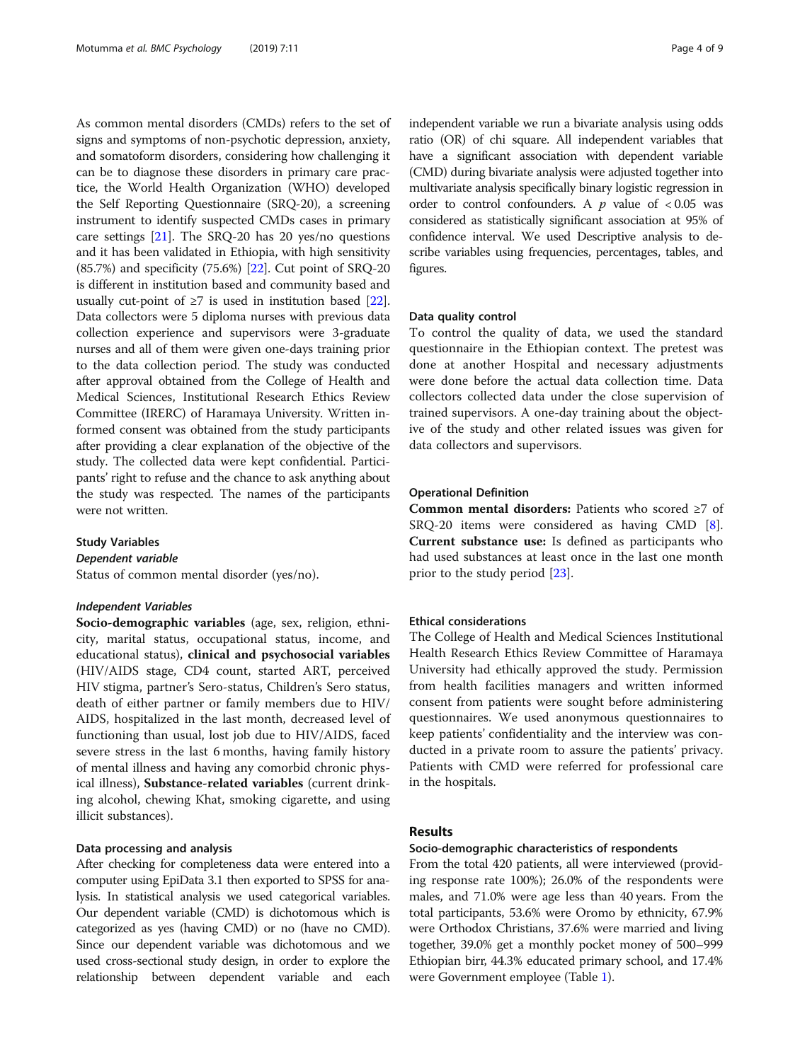As common mental disorders (CMDs) refers to the set of signs and symptoms of non-psychotic depression, anxiety, and somatoform disorders, considering how challenging it can be to diagnose these disorders in primary care practice, the World Health Organization (WHO) developed the Self Reporting Questionnaire (SRQ-20), a screening instrument to identify suspected CMDs cases in primary care settings [21]. The SRQ-20 has 20 yes/no questions and it has been validated in Ethiopia, with high sensitivity (85.7%) and specificity (75.6%) [22]. Cut point of SRQ-20 is different in institution based and community based and usually cut-point of ≥7 is used in institution based [22]. Data collectors were 5 diploma nurses with previous data collection experience and supervisors were 3-graduate nurses and all of them were given one-days training prior to the data collection period. The study was conducted after approval obtained from the College of Health and Medical Sciences, Institutional Research Ethics Review Committee (IRERC) of Haramaya University. Written informed consent was obtained from the study participants after providing a clear explanation of the objective of the study. The collected data were kept confidential. Participants' right to refuse and the chance to ask anything about the study was respected. The names of the participants were not written.

### Study Variables

#### *Dependent variable*

Status of common mental disorder (yes/no).

#### *Independent Variables*

**Socio-demographic variables** (age, sex, religion, ethnicity, marital status, occupational status, income, and educational status), **clinical and psychosocial variables** (HIV/AIDS stage, CD4 count, started ART, perceived HIV stigma, partner's Sero-status, Children's Sero status, death of either partner or family members due to HIV/AIDS, hospitalized in the last month, decreased level of functioning than usual, lost job due to HIV/AIDS, faced severe stress in the last 6 months, having family history of mental illness and having any comorbid chronic physical illness), **Substance-related variables** (current drinking alcohol, chewing Khat, smoking cigarette, and using illicit substances).

### Data processing and analysis

After checking for completeness data were entered into a computer using EpiData 3.1 then exported to SPSS for analysis. In statistical analysis we used categorical variables. Our dependent variable (CMD) is dichotomous which is categorized as yes (having CMD) or no (have no CMD). Since our dependent variable was dichotomous and we used cross-sectional study design, in order to explore the relationship between dependent variable and each independent variable we run a bivariate analysis using odds ratio (OR) of chi square. All independent variables that have a significant association with dependent variable (CMD) during bivariate analysis were adjusted together into multivariate analysis specifically binary logistic regression in order to control confounders. A $p$ value of $< 0.05$ was considered as statistically significant association at 95% of confidence interval. We used Descriptive analysis to describe variables using frequencies, percentages, tables, and figures.

### Data quality control

To control the quality of data, we used the standard questionnaire in the Ethiopian context. The pretest was done at another Hospital and necessary adjustments were done before the actual data collection time. Data collectors collected data under the close supervision of trained supervisors. A one-day training about the objective of the study and other related issues was given for data collectors and supervisors.

### Operational Definition

**Common mental disorders:** Patients who scored ≥7 of SRQ-20 items were considered as having CMD [8]. **Current substance use:** Is defined as participants who had used substances at least once in the last one month prior to the study period [23].

### Ethical considerations

The College of Health and Medical Sciences Institutional Health Research Ethics Review Committee of Haramaya University had ethically approved the study. Permission from health facilities managers and written informed consent from patients were sought before administering questionnaires. We used anonymous questionnaires to keep patients' confidentiality and the interview was conducted in a private room to assure the patients' privacy. Patients with CMD were referred for professional care in the hospitals.

## Results

### Socio-demographic characteristics of respondents

From the total 420 patients, all were interviewed (providing response rate 100%); 26.0% of the respondents were males, and 71.0% were age less than 40 years. From the total participants, 53.6% were Oromo by ethnicity, 67.9% were Orthodox Christians, 37.6% were married and living together, 39.0% get a monthly pocket money of 500–999 Ethiopian birr, 44.3% educated primary school, and 17.4% were Government employee (Table 1).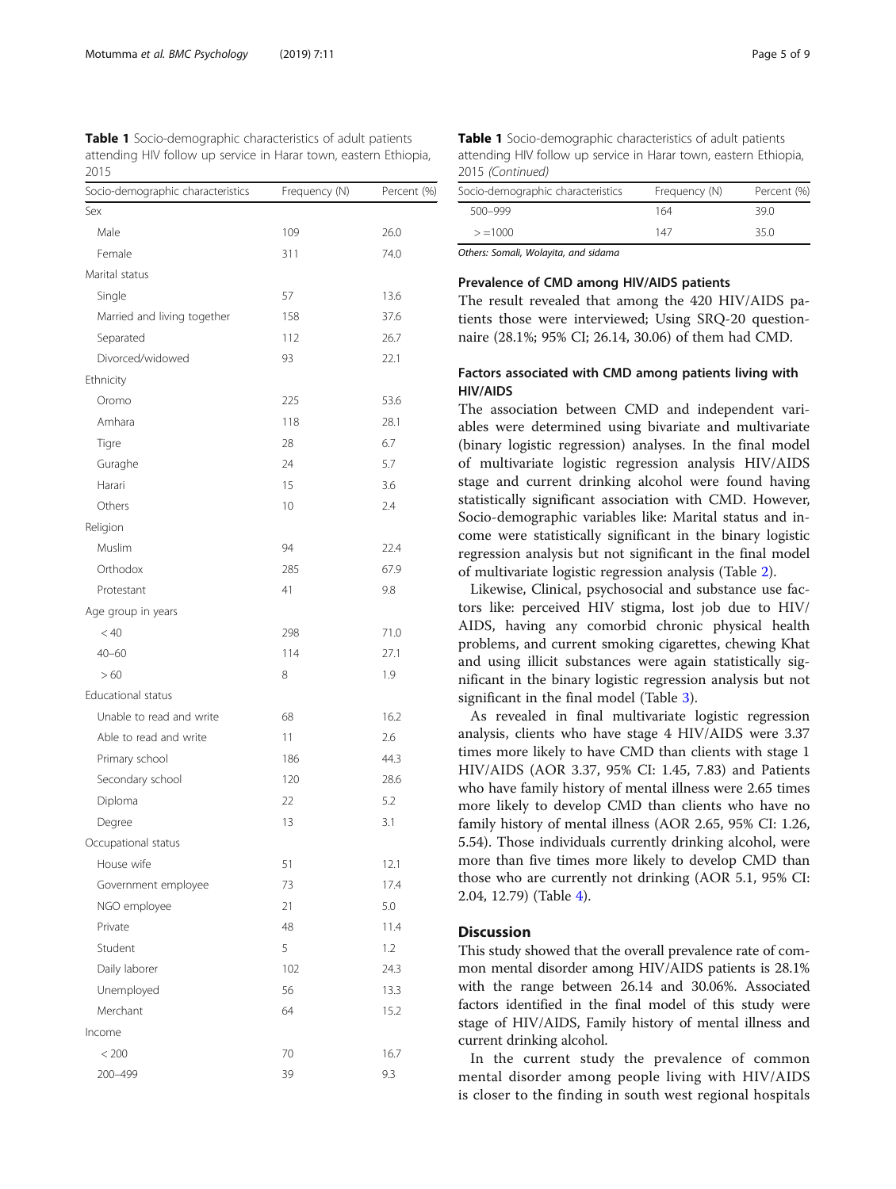**Table 1** Socio-demographic characteristics of adult patients attending HIV follow up service in Harar town, eastern Ethiopia, 2015

| Socio-demographic characteristics | Frequency (N) | Percent (%) |
|---|---|---|
| Sex | | |
| Male | 109 | 26.0 |
| Female | 311 | 74.0 |
| Marital status | | |
| Single | 57 | 13.6 |
| Married and living together | 158 | 37.6 |
| Separated | 112 | 26.7 |
| Divorced/widowed | 93 | 22.1 |
| Ethnicity | | |
| Oromo | 225 | 53.6 |
| Amhara | 118 | 28.1 |
| Tigre | 28 | 6.7 |
| Guraghe | 24 | 5.7 |
| Harari | 15 | 3.6 |
| Others | 10 | 2.4 |
| Religion | | |
| Muslim | 94 | 22.4 |
| Orthodox | 285 | 67.9 |
| Protestant | 41 | 9.8 |
| Age group in years | | |
| < 40 | 298 | 71.0 |
| 40–60 | 114 | 27.1 |
| > 60 | 8 | 1.9 |
| Educational status | | |
| Unable to read and write | 68 | 16.2 |
| Able to read and write | 11 | 2.6 |
| Primary school | 186 | 44.3 |
| Secondary school | 120 | 28.6 |
| Diploma | 22 | 5.2 |
| Degree | 13 | 3.1 |
| Occupational status | | |
| House wife | 51 | 12.1 |
| Government employee | 73 | 17.4 |
| NGO employee | 21 | 5.0 |
| Private | 48 | 11.4 |
| Student | 5 | 1.2 |
| Daily laborer | 102 | 24.3 |
| Unemployed | 56 | 13.3 |
| Merchant | 64 | 15.2 |
| Income | | |
| < 200 | 70 | 16.7 |
| 200–499 | 39 | 9.3 |
| 500–999 | 164 | 39.0 |
| > =1000 | 147 | 35.0 |

*Others: Somali, Wolayita, and sidama*

### Prevalence of CMD among HIV/AIDS patients

The result revealed that among the 420 HIV/AIDS patients those were interviewed; Using SRQ-20 questionnaire (28.1%; 95% CI; 26.14, 30.06) of them had CMD.

### Factors associated with CMD among patients living with HIV/AIDS

The association between CMD and independent variables were determined using bivariate and multivariate (binary logistic regression) analyses. In the final model of multivariate logistic regression analysis HIV/AIDS stage and current drinking alcohol were found having statistically significant association with CMD. However, Socio-demographic variables like: Marital status and income were statistically significant in the binary logistic regression analysis but not significant in the final model of multivariate logistic regression analysis (Table 2).

Likewise, Clinical, psychosocial and substance use factors like: perceived HIV stigma, lost job due to HIV/AIDS, having any comorbid chronic physical health problems, and current smoking cigarettes, chewing Khat and using illicit substances were again statistically significant in the binary logistic regression analysis but not significant in the final model (Table 3).

As revealed in final multivariate logistic regression analysis, clients who have stage 4 HIV/AIDS were 3.37 times more likely to have CMD than clients with stage 1 HIV/AIDS (AOR 3.37, 95% CI: 1.45, 7.83) and Patients who have family history of mental illness were 2.65 times more likely to develop CMD than clients who have no family history of mental illness (AOR 2.65, 95% CI: 1.26, 5.54). Those individuals currently drinking alcohol, were more than five times more likely to develop CMD than those who are currently not drinking (AOR 5.1, 95% CI: 2.04, 12.79) (Table 4).

## Discussion

This study showed that the overall prevalence rate of common mental disorder among HIV/AIDS patients is 28.1% with the range between 26.14 and 30.06%. Associated factors identified in the final model of this study were stage of HIV/AIDS, Family history of mental illness and current drinking alcohol.

In the current study the prevalence of common mental disorder among people living with HIV/AIDS is closer to the finding in south west regional hospitals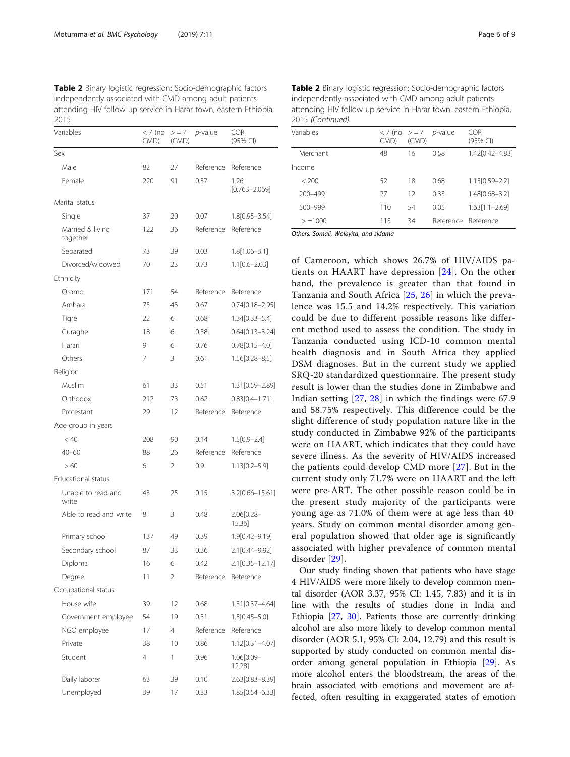**Table 2** Binary logistic regression: Socio-demographic factors independently associated with CMD among adult patients attending HIV follow up service in Harar town, eastern Ethiopia, 2015

| Variables | < 7 (no CMD) | > = 7 (CMD) | *p*-value | COR (95% CI) |
|---|---|---|---|---|
| Sex | | | | |
| Male | 82 | 27 | Reference | Reference |
| Female | 220 | 91 | 0.37 | 1.26 [0.763–2.069] |
| Marital status | | | | |
| Single | 37 | 20 | 0.07 | 1.8[0.95–3.54] |
| Married & living together | 122 | 36 | Reference | Reference |
| Separated | 73 | 39 | 0.03 | 1.8[1.06–3.1] |
| Divorced/widowed | 70 | 23 | 0.73 | 1.1[0.6–2.03] |
| Ethnicity | | | | |
| Oromo | 171 | 54 | Reference | Reference |
| Amhara | 75 | 43 | 0.67 | 0.74[0.18–2.95] |
| Tigre | 22 | 6 | 0.68 | 1.34[0.33–5.4] |
| Guraghe | 18 | 6 | 0.58 | 0.64[0.13–3.24] |
| Harari | 9 | 6 | 0.76 | 0.78[0.15–4.0] |
| Others | 7 | 3 | 0.61 | 1.56[0.28–8.5] |
| Religion | | | | |
| Muslim | 61 | 33 | 0.51 | 1.31[0.59–2.89] |
| Orthodox | 212 | 73 | 0.62 | 0.83[0.4–1.71] |
| Protestant | 29 | 12 | Reference | Reference |
| Age group in years | | | | |
| < 40 | 208 | 90 | 0.14 | 1.5[0.9–2.4] |
| 40–60 | 88 | 26 | Reference | Reference |
| > 60 | 6 | 2 | 0.9 | 1.13[0.2–5.9] |
| Educational status | | | | |
| Unable to read and write | 43 | 25 | 0.15 | 3.2[0.66–15.61] |
| Able to read and write | 8 | 3 | 0.48 | 2.06[0.28–15.36] |
| Primary school | 137 | 49 | 0.39 | 1.9[0.42–9.19] |
| Secondary school | 87 | 33 | 0.36 | 2.1[0.44–9.92] |
| Diploma | 16 | 6 | 0.42 | 2.1[0.35–12.17] |
| Degree | 11 | 2 | Reference | Reference |
| Occupational status | | | | |
| House wife | 39 | 12 | 0.68 | 1.31[0.37–4.64] |
| Government employee | 54 | 19 | 0.51 | 1.5[0.45–5.0] |
| NGO employee | 17 | 4 | Reference | Reference |
| Private | 38 | 10 | 0.86 | 1.12[0.31–4.07] |
| Student | 4 | 1 | 0.96 | 1.06[0.09–12.28] |
| Daily laborer | 63 | 39 | 0.10 | 2.63[0.83–8.39] |
| Unemployed | 39 | 17 | 0.33 | 1.85[0.54–6.33] |
| Merchant | 48 | 16 | 0.58 | 1.42[0.42–4.83] |
| Income | | | | |
| < 200 | 52 | 18 | 0.68 | 1.15[0.59–2.2] |
| 200–499 | 27 | 12 | 0.33 | 1.48[0.68–3.2] |
| 500–999 | 110 | 54 | 0.05 | 1.63[1.1–2.69] |
| > =1000 | 113 | 34 | Reference | Reference |

*Others: Somali, Wolayita, and sidama*

of Cameroon, which shows 26.7% of HIV/AIDS patients on HAART have depression [24]. On the other hand, the prevalence is greater than that found in Tanzania and South Africa [25, 26] in which the prevalence was 15.5 and 14.2% respectively. This variation could be due to different possible reasons like different method used to assess the condition. The study in Tanzania conducted using ICD-10 common mental health diagnosis and in South Africa they applied DSM diagnoses. But in the current study we applied SRQ-20 standardized questionnaire. The present study result is lower than the studies done in Zimbabwe and Indian setting [27, 28] in which the findings were 67.9 and 58.75% respectively. This difference could be the slight difference of study population nature like in the study conducted in Zimbabwe 92% of the participants were on HAART, which indicates that they could have severe illness. As the severity of HIV/AIDS increased the patients could develop CMD more [27]. But in the current study only 71.7% were on HAART and the left were pre-ART. The other possible reason could be in the present study majority of the participants were young age as 71.0% of them were at age less than 40 years. Study on common mental disorder among general population showed that older age is significantly associated with higher prevalence of common mental disorder [29].

Our study finding shown that patients who have stage 4 HIV/AIDS were more likely to develop common mental disorder (AOR 3.37, 95% CI: 1.45, 7.83) and it is in line with the results of studies done in India and Ethiopia [27, 30]. Patients those are currently drinking alcohol are also more likely to develop common mental disorder (AOR 5.1, 95% CI: 2.04, 12.79) and this result is supported by study conducted on common mental disorder among general population in Ethiopia [29]. As more alcohol enters the bloodstream, the areas of the brain associated with emotions and movement are affected, often resulting in exaggerated states of emotion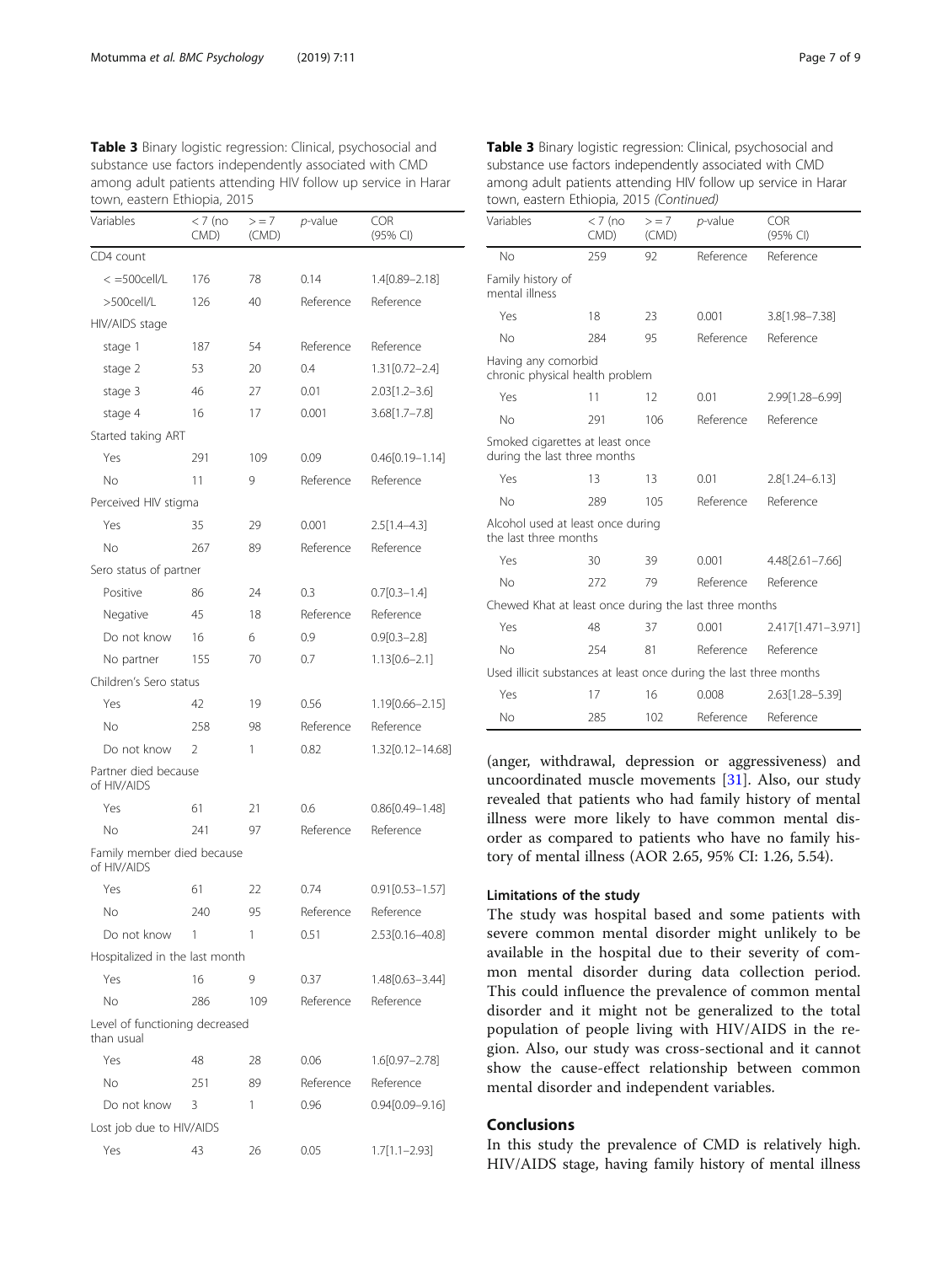**Table 3** Binary logistic regression: Clinical, psychosocial and substance use factors independently associated with CMD among adult patients attending HIV follow up service in Harar town, eastern Ethiopia, 2015

| Variables | < 7 (no CMD) | > = 7 (CMD) | *p*-value | COR (95% CI) |
|---|---|---|---|---|
| CD4 count | | | | |
| < =500cell/L | 176 | 78 | 0.14 | 1.4[0.89–2.18] |
| >500cell/L | 126 | 40 | Reference | Reference |
| HIV/AIDS stage | | | | |
| stage 1 | 187 | 54 | Reference | Reference |
| stage 2 | 53 | 20 | 0.4 | 1.31[0.72–2.4] |
| stage 3 | 46 | 27 | 0.01 | 2.03[1.2–3.6] |
| stage 4 | 16 | 17 | 0.001 | 3.68[1.7–7.8] |
| Started taking ART | | | | |
| Yes | 291 | 109 | 0.09 | 0.46[0.19–1.14] |
| No | 11 | 9 | Reference | Reference |
| Perceived HIV stigma | | | | |
| Yes | 35 | 29 | 0.001 | 2.5[1.4–4.3] |
| No | 267 | 89 | Reference | Reference |
| Sero status of partner | | | | |
| Positive | 86 | 24 | 0.3 | 0.7[0.3–1.4] |
| Negative | 45 | 18 | Reference | Reference |
| Do not know | 16 | 6 | 0.9 | 0.9[0.3–2.8] |
| No partner | 155 | 70 | 0.7 | 1.13[0.6–2.1] |
| Children's Sero status | | | | |
| Yes | 42 | 19 | 0.56 | 1.19[0.66–2.15] |
| No | 258 | 98 | Reference | Reference |
| Do not know | 2 | 1 | 0.82 | 1.32[0.12–14.68] |
| Partner died because of HIV/AIDS | | | | |
| Yes | 61 | 21 | 0.6 | 0.86[0.49–1.48] |
| No | 241 | 97 | Reference | Reference |
| Family member died because of HIV/AIDS | | | | |
| Yes | 61 | 22 | 0.74 | 0.91[0.53–1.57] |
| No | 240 | 95 | Reference | Reference |
| Do not know | 1 | 1 | 0.51 | 2.53[0.16–40.8] |
| Hospitalized in the last month | | | | |
| Yes | 16 | 9 | 0.37 | 1.48[0.63–3.44] |
| No | 286 | 109 | Reference | Reference |
| Level of functioning decreased than usual | | | | |
| Yes | 48 | 28 | 0.06 | 1.6[0.97–2.78] |
| No | 251 | 89 | Reference | Reference |
| Do not know | 3 | 1 | 0.96 | 0.94[0.09–9.16] |
| Lost job due to HIV/AIDS | | | | |
| Yes | 43 | 26 | 0.05 | 1.7[1.1–2.93] |
| No | 259 | 92 | Reference | Reference |
| Family history of mental illness | | | | |
| Yes | 18 | 23 | 0.001 | 3.8[1.98–7.38] |
| No | 284 | 95 | Reference | Reference |
| Having any comorbid chronic physical health problem | | | | |
| Yes | 11 | 12 | 0.01 | 2.99[1.28–6.99] |
| No | 291 | 106 | Reference | Reference |
| Smoked cigarettes at least once during the last three months | | | | |
| Yes | 13 | 13 | 0.01 | 2.8[1.24–6.13] |
| No | 289 | 105 | Reference | Reference |
| Alcohol used at least once during the last three months | | | | |
| Yes | 30 | 39 | 0.001 | 4.48[2.61–7.66] |
| No | 272 | 79 | Reference | Reference |
| Chewed Khat at least once during the last three months | | | | |
| Yes | 48 | 37 | 0.001 | 2.417[1.471–3.971] |
| No | 254 | 81 | Reference | Reference |
| Used illicit substances at least once during the last three months | | | | |
| Yes | 17 | 16 | 0.008 | 2.63[1.28–5.39] |
| No | 285 | 102 | Reference | Reference |

(anger, withdrawal, depression or aggressiveness) and uncoordinated muscle movements [31]. Also, our study revealed that patients who had family history of mental illness were more likely to have common mental disorder as compared to patients who have no family history of mental illness (AOR 2.65, 95% CI: 1.26, 5.54).

## Limitations of the study

The study was hospital based and some patients with severe common mental disorder might unlikely to be available in the hospital due to their severity of common mental disorder during data collection period. This could influence the prevalence of common mental disorder and it might not be generalized to the total population of people living with HIV/AIDS in the region. Also, our study was cross-sectional and it cannot show the cause-effect relationship between common mental disorder and independent variables.

## Conclusions

In this study the prevalence of CMD is relatively high. HIV/AIDS stage, having family history of mental illness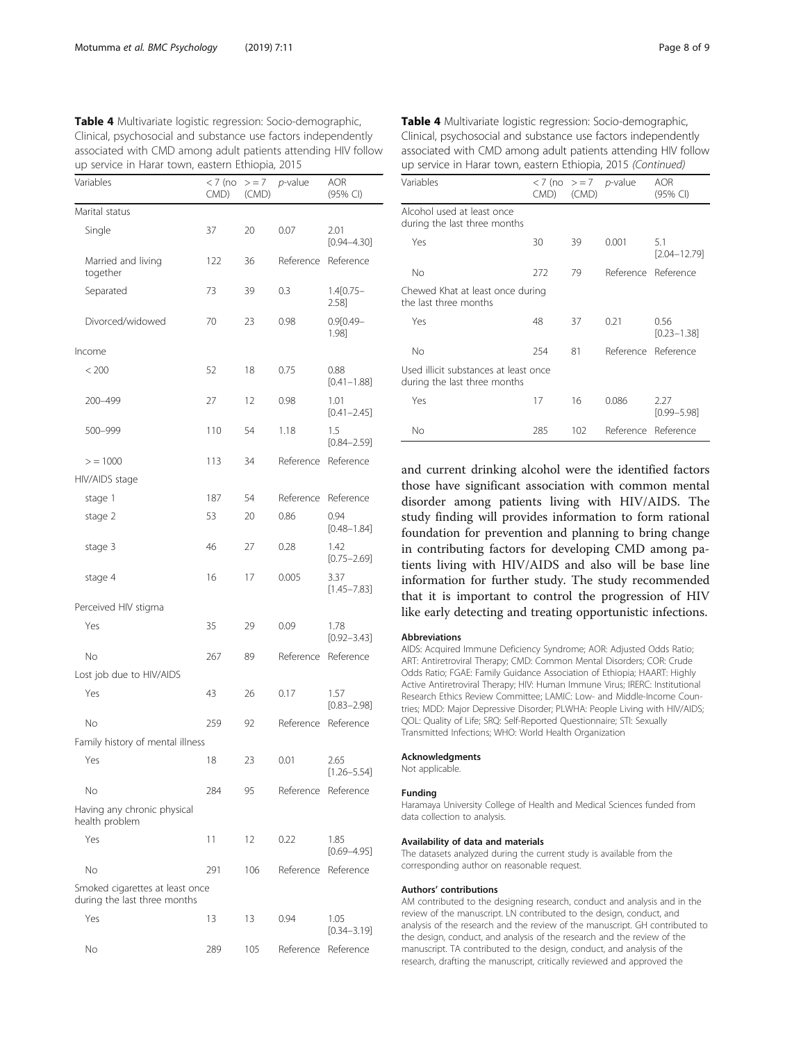**Table 4** Multivariate logistic regression: Socio-demographic, Clinical, psychosocial and substance use factors independently associated with CMD among adult patients attending HIV follow up service in Harar town, eastern Ethiopia, 2015

| Variables | < 7 (no CMD) | > = 7 (CMD) | *p*-value | AOR (95% CI) |
|---|---|---|---|---|
| Marital status | | | | |
| Single | 37 | 20 | 0.07 | 2.01 [0.94–4.30] |
| Married and living together | 122 | 36 | Reference | Reference |
| Separated | 73 | 39 | 0.3 | 1.4[0.75–2.58] |
| Divorced/widowed | 70 | 23 | 0.98 | 0.9[0.49–1.98] |
| Income | | | | |
| < 200 | 52 | 18 | 0.75 | 0.88 [0.41–1.88] |
| 200–499 | 27 | 12 | 0.98 | 1.01 [0.41–2.45] |
| 500–999 | 110 | 54 | 1.18 | 1.5 [0.84–2.59] |
| > = 1000 | 113 | 34 | Reference | Reference |
| HIV/AIDS stage | | | | |
| stage 1 | 187 | 54 | Reference | Reference |
| stage 2 | 53 | 20 | 0.86 | 0.94 [0.48–1.84] |
| stage 3 | 46 | 27 | 0.28 | 1.42 [0.75–2.69] |
| stage 4 | 16 | 17 | 0.005 | 3.37 [1.45–7.83] |
| Perceived HIV stigma | | | | |
| Yes | 35 | 29 | 0.09 | 1.78 [0.92–3.43] |
| No | 267 | 89 | Reference | Reference |
| Lost job due to HIV/AIDS | | | | |
| Yes | 43 | 26 | 0.17 | 1.57 [0.83–2.98] |
| No | 259 | 92 | Reference | Reference |
| Family history of mental illness | | | | |
| Yes | 18 | 23 | 0.01 | 2.65 [1.26–5.54] |
| No | 284 | 95 | Reference | Reference |
| Having any chronic physical health problem | | | | |
| Yes | 11 | 12 | 0.22 | 1.85 [0.69–4.95] |
| No | 291 | 106 | Reference | Reference |
| Smoked cigarettes at least once during the last three months | | | | |
| Yes | 13 | 13 | 0.94 | 1.05 [0.34–3.19] |
| No | 289 | 105 | Reference | Reference |
| Alcohol used at least once during the last three months | | | | |
| Yes | 30 | 39 | 0.001 | 5.1 [2.04–12.79] |
| No | 272 | 79 | Reference | Reference |
| Chewed Khat at least once during the last three months | | | | |
| Yes | 48 | 37 | 0.21 | 0.56 [0.23–1.38] |
| No | 254 | 81 | Reference | Reference |
| Used illicit substances at least once during the last three months | | | | |
| Yes | 17 | 16 | 0.086 | 2.27 [0.99–5.98] |
| No | 285 | 102 | Reference | Reference |

and current drinking alcohol were the identified factors those have significant association with common mental disorder among patients living with HIV/AIDS. The study finding will provides information to form rational foundation for prevention and planning to bring change in contributing factors for developing CMD among patients living with HIV/AIDS and also will be base line information for further study. The study recommended that it is important to control the progression of HIV like early detecting and treating opportunistic infections.

#### Abbreviations

AIDS: Acquired Immune Deficiency Syndrome; AOR: Adjusted Odds Ratio; ART: Antiretroviral Therapy; CMD: Common Mental Disorders; COR: Crude Odds Ratio; FGAE: Family Guidance Association of Ethiopia; HAART: Highly Active Antiretroviral Therapy; HIV: Human Immune Virus; IRERC: Institutional Research Ethics Review Committee; LAMIC: Low- and Middle-Income Countries; MDD: Major Depressive Disorder; PLWHA: People Living with HIV/AIDS; QOL: Quality of Life; SRQ: Self-Reported Questionnaire; STI: Sexually Transmitted Infections; WHO: World Health Organization

#### Acknowledgments

Not applicable.

#### Funding

Haramaya University College of Health and Medical Sciences funded from data collection to analysis.

#### Availability of data and materials

The datasets analyzed during the current study is available from the corresponding author on reasonable request.

#### Authors' contributions

AM contributed to the designing research, conduct and analysis and in the review of the manuscript. LN contributed to the design, conduct, and analysis of the research and the review of the manuscript. GH contributed to the design, conduct, and analysis of the research and the review of the manuscript. TA contributed to the design, conduct, and analysis of the research, drafting the manuscript, critically reviewed and approved the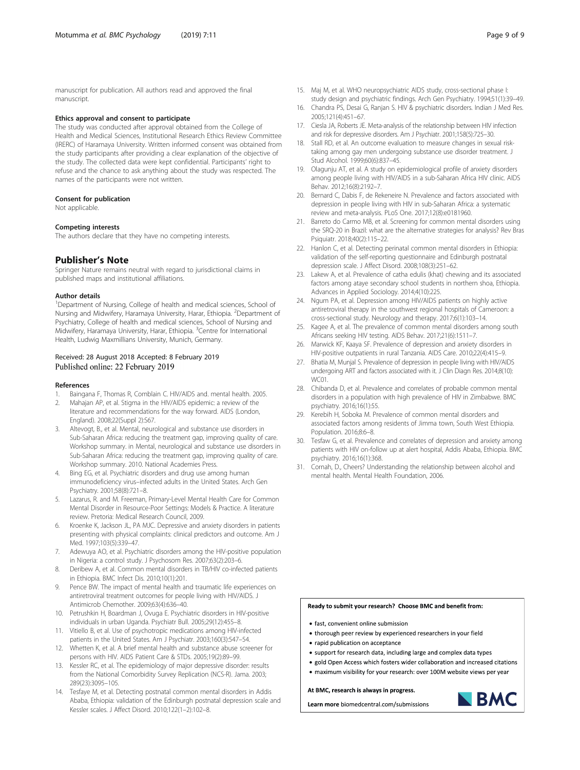manuscript for publication. All authors read and approved the final manuscript.

#### Ethics approval and consent to participate

The study was conducted after approval obtained from the College of Health and Medical Sciences, Institutional Research Ethics Review Committee (IRERC) of Haramaya University. Written informed consent was obtained from the study participants after providing a clear explanation of the objective of the study. The collected data were kept confidential. Participants' right to refuse and the chance to ask anything about the study was respected. The names of the participants were not written.

#### Consent for publication

Not applicable.

#### Competing interests

The authors declare that they have no competing interests.

## Publisher's Note

Springer Nature remains neutral with regard to jurisdictional claims in published maps and institutional affiliations.

#### Author details

[1]Department of Nursing, College of health and medical sciences, School of Nursing and Midwifery, Haramaya University, Harar, Ethiopia. [2]Department of Psychiatry, College of health and medical sciences, School of Nursing and Midwifery, Haramaya University, Harar, Ethiopia. [3]Centre for International Health, Ludwig Maxmillians University, Munich, Germany.

Received: 28 August 2018 Accepted: 8 February 2019
Published online: 22 February 2019

#### References

1. Baingana F, Thomas R, Comblain C. HIV/AIDS and. mental health. 2005.
2. Mahajan AP, et al. Stigma in the HIV/AIDS epidemic: a review of the literature and recommendations for the way forward. AIDS (London, England). 2008;22(Suppl 2):S67.
3. Altevogt, B., et al. Mental, neurological and substance use disorders in Sub-Saharan Africa: reducing the treatment gap, improving quality of care. Workshop summary. in Mental, neurological and substance use disorders in Sub-Saharan Africa: reducing the treatment gap, improving quality of care. Workshop summary. 2010. National Academies Press.
4. Bing EG, et al. Psychiatric disorders and drug use among human immunodeficiency virus–infected adults in the United States. Arch Gen Psychiatry. 2001;58(8):721–8.
5. Lazarus, R. and M. Freeman, Primary-Level Mental Health Care for Common Mental Disorder in Resource-Poor Settings: Models & Practice. A literature review. Pretoria: Medical Research Council, 2009.
6. Kroenke K, Jackson JL, PA MJC. Depressive and anxiety disorders in patients presenting with physical complaints: clinical predictors and outcome. Am J Med. 1997;103(5):339–47.
7. Adewuya AO, et al. Psychiatric disorders among the HIV-positive population in Nigeria: a control study. J Psychosom Res. 2007;63(2):203–6.
8. Deribew A, et al. Common mental disorders in TB/HIV co-infected patients in Ethiopia. BMC Infect Dis. 2010;10(1):201.
9. Pence BW. The impact of mental health and traumatic life experiences on antiretroviral treatment outcomes for people living with HIV/AIDS. J Antimicrob Chemother. 2009;63(4):636–40.
10. Petrushkin H, Boardman J, Ovuga E. Psychiatric disorders in HIV-positive individuals in urban Uganda. Psychiatr Bull. 2005;29(12):455–8.
11. Vitiello B, et al. Use of psychotropic medications among HIV-infected patients in the United States. Am J Psychiatr. 2003;160(3):547–54.
12. Whetten K, et al. A brief mental health and substance abuse screener for persons with HIV. AIDS Patient Care & STDs. 2005;19(2):89–99.
13. Kessler RC, et al. The epidemiology of major depressive disorder: results from the National Comorbidity Survey Replication (NCS-R). Jama. 2003; 289(23):3095–105.
14. Tesfaye M, et al. Detecting postnatal common mental disorders in Addis Ababa, Ethiopia: validation of the Edinburgh postnatal depression scale and Kessler scales. J Affect Disord. 2010;122(1–2):102–8.
15. Maj M, et al. WHO neuropsychiatric AIDS study, cross-sectional phase I: study design and psychiatric findings. Arch Gen Psychiatry. 1994;51(1):39–49.
16. Chandra PS, Desai G, Ranjan S. HIV & psychiatric disorders. Indian J Med Res. 2005;121(4):451–67.
17. Ciesla JA, Roberts JE. Meta-analysis of the relationship between HIV infection and risk for depressive disorders. Am J Psychiatr. 2001;158(5):725–30.
18. Stall RD, et al. An outcome evaluation to measure changes in sexual risk-taking among gay men undergoing substance use disorder treatment. J Stud Alcohol. 1999;60(6):837–45.
19. Olagunju AT, et al. A study on epidemiological profile of anxiety disorders among people living with HIV/AIDS in a sub-Saharan Africa HIV clinic. AIDS Behav. 2012;16(8):2192–7.
20. Bernard C, Dabis F, de Rekeneire N. Prevalence and factors associated with depression in people living with HIV in sub-Saharan Africa: a systematic review and meta-analysis. PLoS One. 2017;12(8):e0181960.
21. Barreto do Carmo MB, et al. Screening for common mental disorders using the SRQ-20 in Brazil: what are the alternative strategies for analysis? Rev Bras Psiquiatr. 2018;40(2):115–22.
22. Hanlon C, et al. Detecting perinatal common mental disorders in Ethiopia: validation of the self-reporting questionnaire and Edinburgh postnatal depression scale. J Affect Disord. 2008;108(3):251–62.
23. Lakew A, et al. Prevalence of catha edulis (khat) chewing and its associated factors among ataye secondary school students in northern shoa, Ethiopia. Advances in Applied Sociology. 2014;4(10):225.
24. Ngum PA, et al. Depression among HIV/AIDS patients on highly active antiretroviral therapy in the southwest regional hospitals of Cameroon: a cross-sectional study. Neurology and therapy. 2017;6(1):103–14.
25. Kagee A, et al. The prevalence of common mental disorders among south Africans seeking HIV testing. AIDS Behav. 2017;21(6):1511–7.
26. Marwick KF, Kaaya SF. Prevalence of depression and anxiety disorders in HIV-positive outpatients in rural Tanzania. AIDS Care. 2010;22(4):415–9.
27. Bhatia M, Munjal S. Prevalence of depression in people living with HIV/AIDS undergoing ART and factors associated with it. J Clin Diagn Res. 2014;8(10): WC01.
28. Chibanda D, et al. Prevalence and correlates of probable common mental disorders in a population with high prevalence of HIV in Zimbabwe. BMC psychiatry. 2016;16(1):55.
29. Kerebih H, Soboka M. Prevalence of common mental disorders and associated factors among residents of Jimma town, South West Ethiopia. Population. 2016;8:6–8.
30. Tesfaw G, et al. Prevalence and correlates of depression and anxiety among patients with HIV on-follow up at alert hospital, Addis Ababa, Ethiopia. BMC psychiatry. 2016;16(1):368.
31. Cornah, D., Cheers? Understanding the relationship between alcohol and mental health. Mental Health Foundation, 2006.

**Ready to submit your research? Choose BMC and benefit from:**

- fast, convenient online submission
- thorough peer review by experienced researchers in your field
- rapid publication on acceptance
- support for research data, including large and complex data types
- gold Open Access which fosters wider collaboration and increased citations
- maximum visibility for your research: over 100M website views per year

**At BMC, research is always in progress.**

**Learn more** biomedcentral.com/submissions